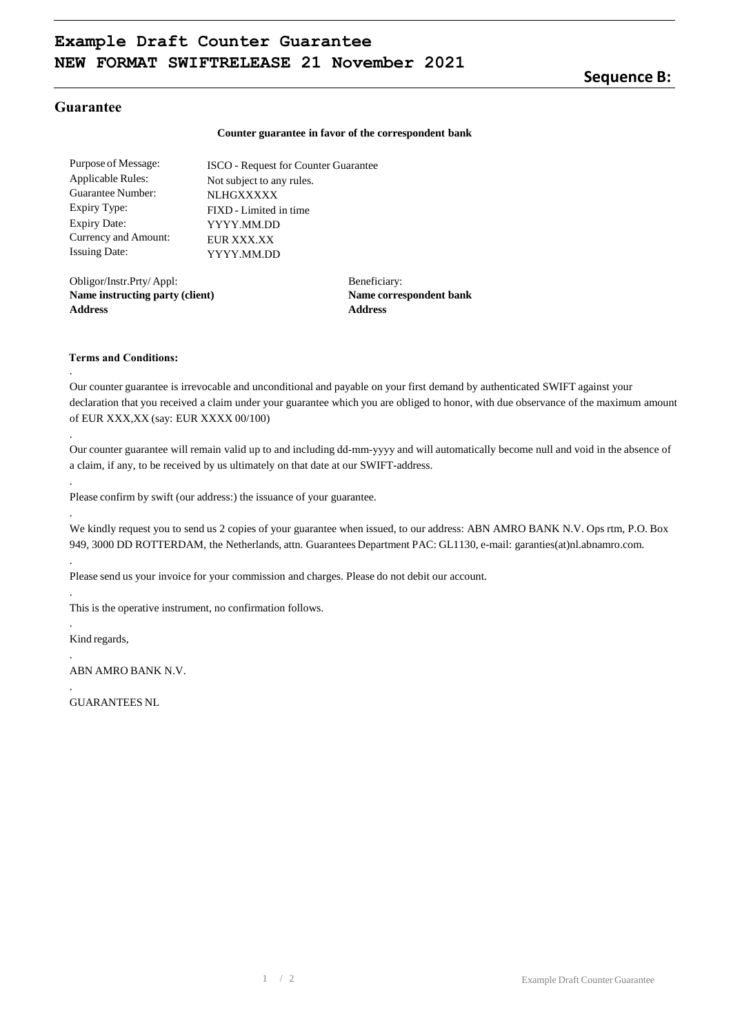# Example Draft Counter Guarantee
# NEW FORMAT SWIFTRELEASE 21 November 2021

**Sequence B:**

## Guarantee

**Counter guarantee in favor of the correspondent bank**

| | |
|---|---|
| Purpose of Message: | ISCO - Request for Counter Guarantee |
| Applicable Rules: | Not subject to any rules. |
| Guarantee Number: | NLHGXXXXX |
| Expiry Type: | FIXD - Limited in time |
| Expiry Date: | YYYY.MM.DD |
| Currency and Amount: | EUR XXX.XX |
| Issuing Date: | YYYY.MM.DD |

Obligor/Instr.Prty/ Appl:
**Name instructing party (client)**
**Address**

Beneficiary:
**Name correspondent bank**
**Address**

**Terms and Conditions:**

.

Our counter guarantee is irrevocable and unconditional and payable on your first demand by authenticated SWIFT against your declaration that you received a claim under your guarantee which you are obliged to honor, with due observance of the maximum amount of EUR XXX,XX (say: EUR XXXX 00/100)

.

Our counter guarantee will remain valid up to and including dd-mm-yyyy and will automatically become null and void in the absence of a claim, if any, to be received by us ultimately on that date at our SWIFT-address.

.

Please confirm by swift (our address:) the issuance of your guarantee.

.

We kindly request you to send us 2 copies of your guarantee when issued, to our address: ABN AMRO BANK N.V. Ops rtm, P.O. Box 949, 3000 DD ROTTERDAM, the Netherlands, attn. Guarantees Department PAC: GL1130, e-mail: garanties(at)nl.abnamro.com.

.

Please send us your invoice for your commission and charges. Please do not debit our account.

.

This is the operative instrument, no confirmation follows.

.

Kind regards,

.

ABN AMRO BANK N.V.

.

GUARANTEES NL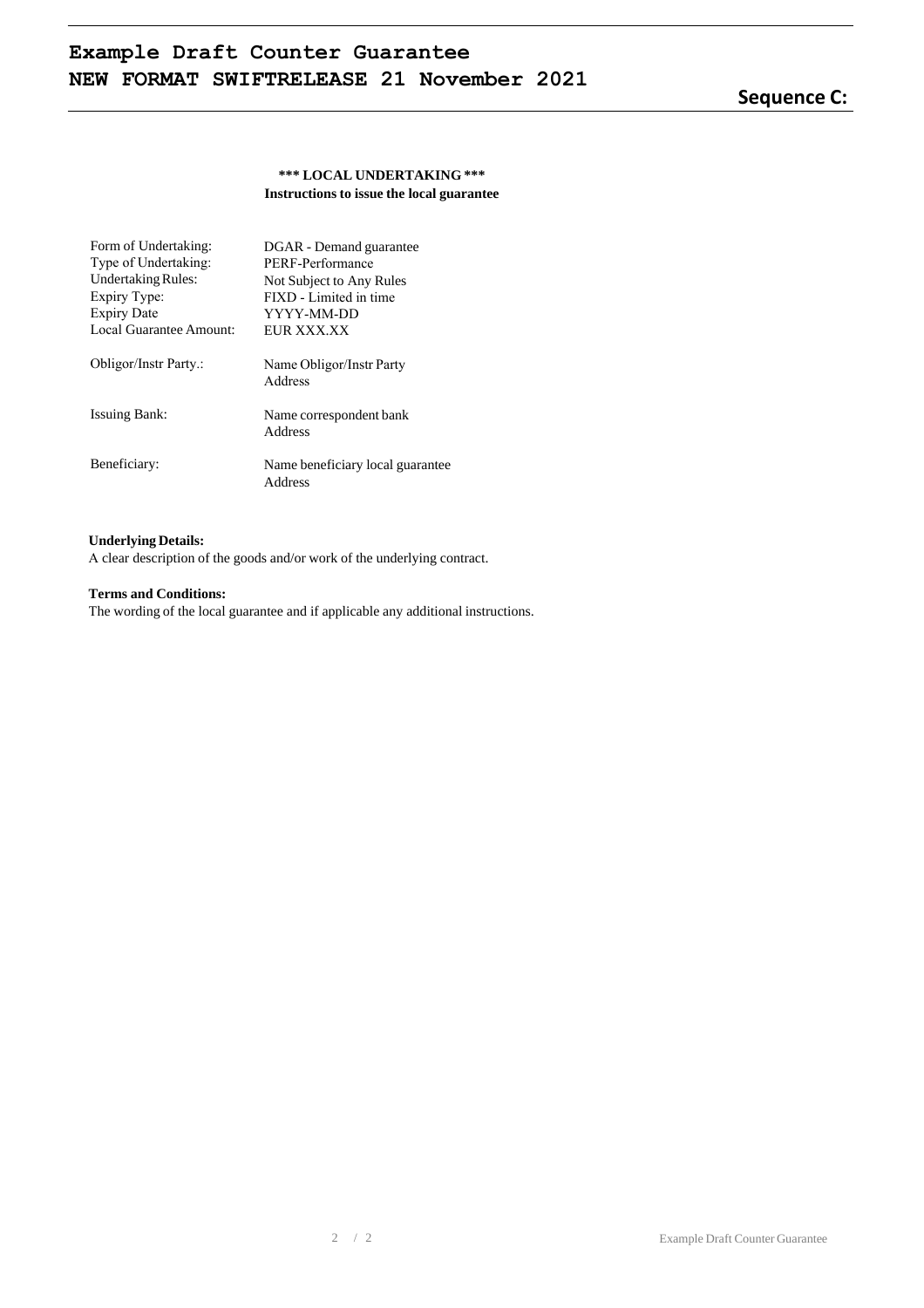# Example Draft Counter Guarantee
# NEW FORMAT SWIFTRELEASE 21 November 2021

## Sequence C:

**\*\*\* LOCAL UNDERTAKING \*\*\***
**Instructions to issue the local guarantee**

| | |
|---|---|
| Form of Undertaking: | DGAR - Demand guarantee |
| Type of Undertaking: | PERF-Performance |
| Undertaking Rules: | Not Subject to Any Rules |
| Expiry Type: | FIXD - Limited in time |
| Expiry Date | YYYY-MM-DD |
| Local Guarantee Amount: | EUR XXX.XX |
| Obligor/Instr Party.: | Name Obligor/Instr Party<br>Address |
| Issuing Bank: | Name correspondent bank<br>Address |
| Beneficiary: | Name beneficiary local guarantee<br>Address |

**Underlying Details:**
A clear description of the goods and/or work of the underlying contract.

**Terms and Conditions:**
The wording of the local guarantee and if applicable any additional instructions.